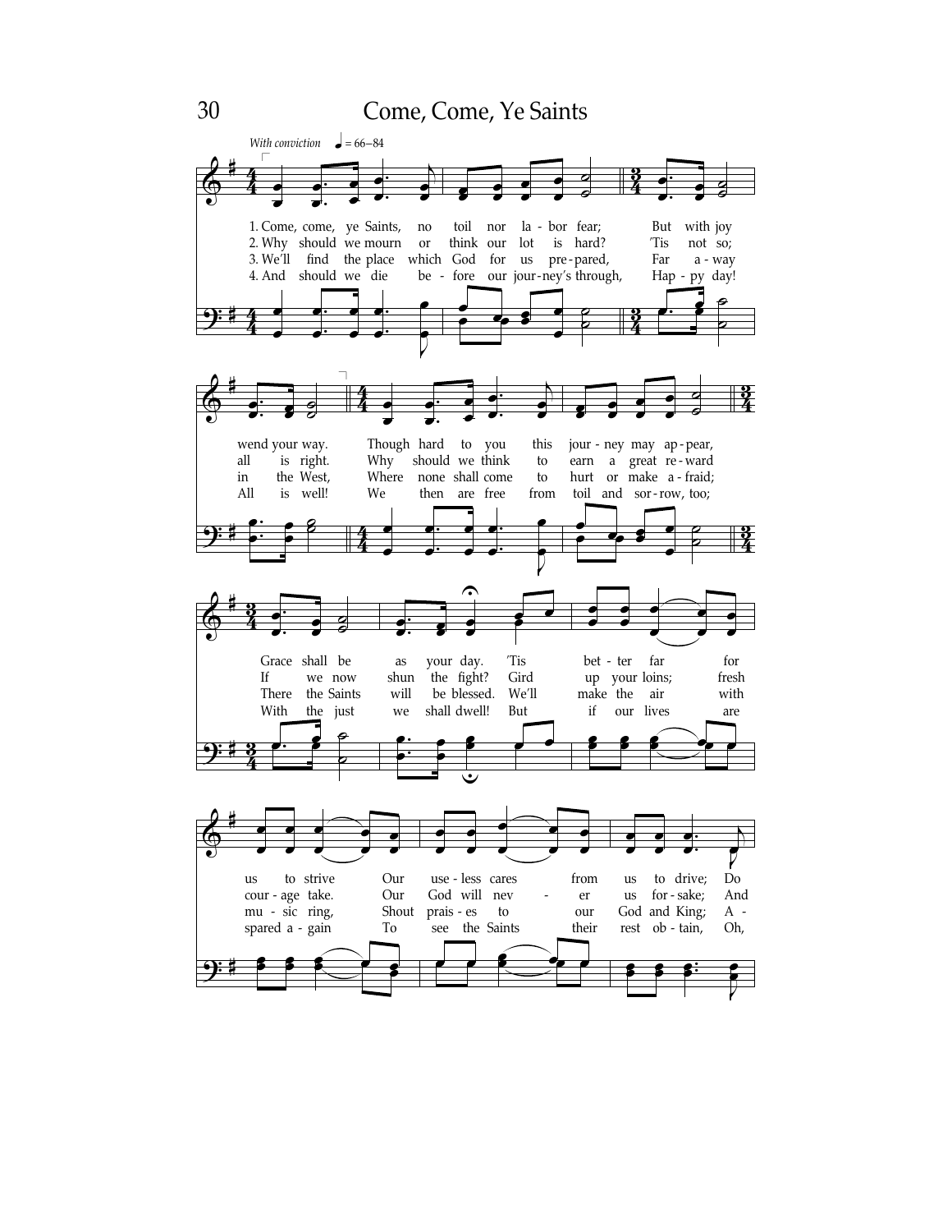# Come, Come, Ye Saints

*With conviction* ♩ = 66–84

1. Come, come, ye Saints, no toil nor la - bor fear;
But with joy wend your way.
Though hard to you this jour - ney may ap - pear,
Grace shall be as your day.
'Tis bet - ter far for us to strive
Our use - less cares from us to drive;
Do

2. Why should we mourn or think our lot is hard?
'Tis not so; all is right.
Why should we think to earn a great re - ward
If we now shun the fight?
Gird up your loins; fresh cour - age take.
Our God will nev - er us for - sake;
And

3. We'll find the place which God for us pre - pared,
Far a - way in the West,
Where none shall come to hurt or make a - fraid;
There the Saints will be blessed.
We'll make the air with mu - sic ring,
Shout prais - es to our God and King;
A -

4. And should we die be - fore our jour - ney's through,
Hap - py day! All is well!
We then are free from toil and sor - row, too;
With the just we shall dwell!
But if our lives are spared a - gain
To see the Saints their rest ob - tain,
Oh,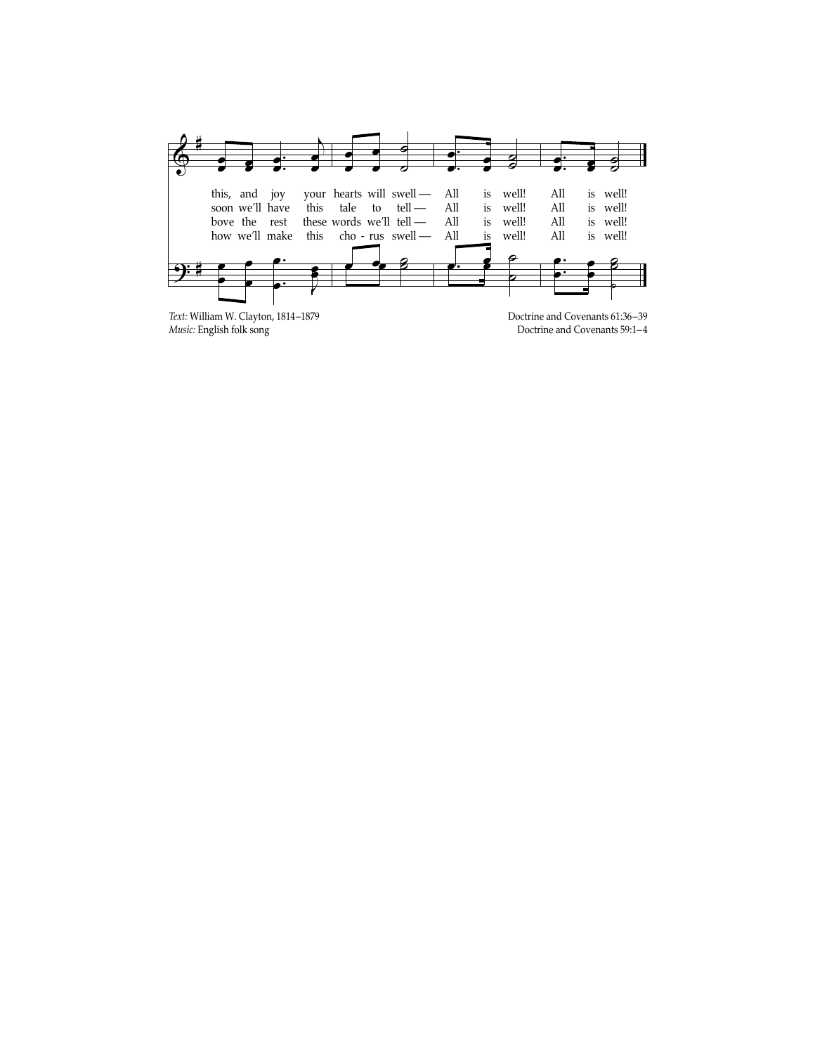this, and joy your hearts will swell — All is well! All is well!
soon we'll have this tale to tell — All is well! All is well!
bove the rest these words we'll tell — All is well! All is well!
how we'll make this cho - rus swell — All is well! All is well!

*Text:* William W. Clayton, 1814–1879
*Music:* English folk song

Doctrine and Covenants 61:36–39
Doctrine and Covenants 59:1–4